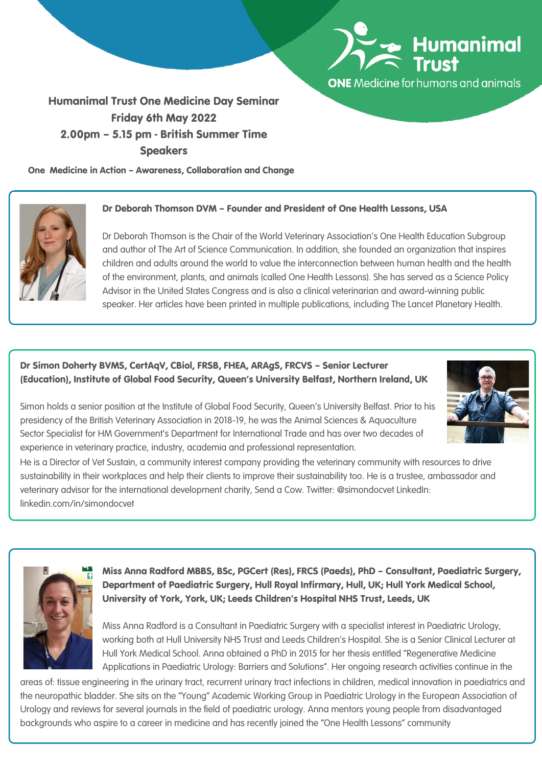Humanimal Trust
ONE Medicine for humans and animals

# Humanimal Trust One Medicine Day Seminar
## Friday 6th May 2022
## 2.00pm – 5.15 pm - British Summer Time
## Speakers

**One Medicine in Action – Awareness, Collaboration and Change**

---

**Dr Deborah Thomson DVM – Founder and President of One Health Lessons, USA**

Dr Deborah Thomson is the Chair of the World Veterinary Association's One Health Education Subgroup and author of The Art of Science Communication. In addition, she founded an organization that inspires children and adults around the world to value the interconnection between human health and the health of the environment, plants, and animals (called One Health Lessons). She has served as a Science Policy Advisor in the United States Congress and is also a clinical veterinarian and award-winning public speaker. Her articles have been printed in multiple publications, including The Lancet Planetary Health.

---

**Dr Simon Doherty BVMS, CertAqV, CBiol, FRSB, FHEA, ARAgS, FRCVS – Senior Lecturer (Education), Institute of Global Food Security, Queen's University Belfast, Northern Ireland, UK**

Simon holds a senior position at the Institute of Global Food Security, Queen's University Belfast. Prior to his presidency of the British Veterinary Association in 2018-19, he was the Animal Sciences & Aquaculture Sector Specialist for HM Government's Department for International Trade and has over two decades of experience in veterinary practice, industry, academia and professional representation.

He is a Director of Vet Sustain, a community interest company providing the veterinary community with resources to drive sustainability in their workplaces and help their clients to improve their sustainability too. He is a trustee, ambassador and veterinary advisor for the international development charity, Send a Cow. Twitter: @simondocvet LinkedIn: linkedin.com/in/simondocvet

---

**Miss Anna Radford MBBS, BSc, PGCert (Res), FRCS (Paeds), PhD – Consultant, Paediatric Surgery, Department of Paediatric Surgery, Hull Royal Infirmary, Hull, UK; Hull York Medical School, University of York, York, UK; Leeds Children's Hospital NHS Trust, Leeds, UK**

Miss Anna Radford is a Consultant in Paediatric Surgery with a specialist interest in Paediatric Urology, working both at Hull University NHS Trust and Leeds Children's Hospital. She is a Senior Clinical Lecturer at Hull York Medical School. Anna obtained a PhD in 2015 for her thesis entitled "Regenerative Medicine Applications in Paediatric Urology: Barriers and Solutions". Her ongoing research activities continue in the areas of: tissue engineering in the urinary tract, recurrent urinary tract infections in children, medical innovation in paediatrics and the neuropathic bladder. She sits on the "Young" Academic Working Group in Paediatric Urology in the European Association of Urology and reviews for several journals in the field of paediatric urology. Anna mentors young people from disadvantaged backgrounds who aspire to a career in medicine and has recently joined the "One Health Lessons" community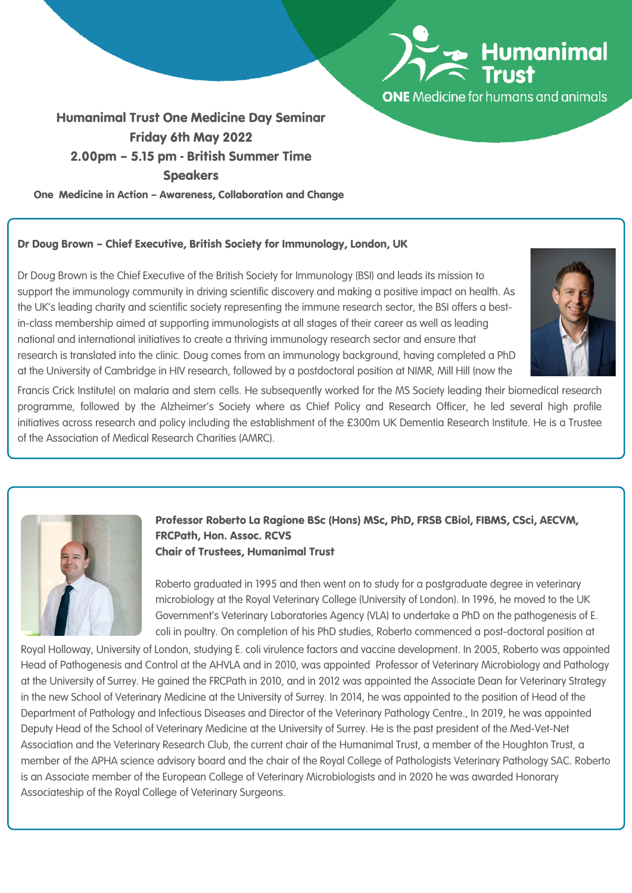Humanimal Trust

ONE Medicine for humans and animals

## Humanimal Trust One Medicine Day Seminar

**Friday 6th May 2022**

**2.00pm – 5.15 pm - British Summer Time**

**Speakers**

**One Medicine in Action – Awareness, Collaboration and Change**

### Dr Doug Brown – Chief Executive, British Society for Immunology, London, UK

Dr Doug Brown is the Chief Executive of the British Society for Immunology (BSI) and leads its mission to support the immunology community in driving scientific discovery and making a positive impact on health. As the UK's leading charity and scientific society representing the immune research sector, the BSI offers a best-in-class membership aimed at supporting immunologists at all stages of their career as well as leading national and international initiatives to create a thriving immunology research sector and ensure that research is translated into the clinic. Doug comes from an immunology background, having completed a PhD at the University of Cambridge in HIV research, followed by a postdoctoral position at NIMR, Mill Hill (now the Francis Crick Institute) on malaria and stem cells. He subsequently worked for the MS Society leading their biomedical research programme, followed by the Alzheimer's Society where as Chief Policy and Research Officer, he led several high profile initiatives across research and policy including the establishment of the £300m UK Dementia Research Institute. He is a Trustee of the Association of Medical Research Charities (AMRC).

### Professor Roberto La Ragione BSc (Hons) MSc, PhD, FRSB CBiol, FIBMS, CSci, AECVM, FRCPath, Hon. Assoc. RCVS
### Chair of Trustees, Humanimal Trust

Roberto graduated in 1995 and then went on to study for a postgraduate degree in veterinary microbiology at the Royal Veterinary College (University of London). In 1996, he moved to the UK Government's Veterinary Laboratories Agency (VLA) to undertake a PhD on the pathogenesis of E. coli in poultry. On completion of his PhD studies, Roberto commenced a post-doctoral position at Royal Holloway, University of London, studying E. coli virulence factors and vaccine development. In 2005, Roberto was appointed Head of Pathogenesis and Control at the AHVLA and in 2010, was appointed Professor of Veterinary Microbiology and Pathology at the University of Surrey. He gained the FRCPath in 2010, and in 2012 was appointed the Associate Dean for Veterinary Strategy in the new School of Veterinary Medicine at the University of Surrey. In 2014, he was appointed to the position of Head of the Department of Pathology and Infectious Diseases and Director of the Veterinary Pathology Centre., In 2019, he was appointed Deputy Head of the School of Veterinary Medicine at the University of Surrey. He is the past president of the Med-Vet-Net Association and the Veterinary Research Club, the current chair of the Humanimal Trust, a member of the Houghton Trust, a member of the APHA science advisory board and the chair of the Royal College of Pathologists Veterinary Pathology SAC. Roberto is an Associate member of the European College of Veterinary Microbiologists and in 2020 he was awarded Honorary Associateship of the Royal College of Veterinary Surgeons.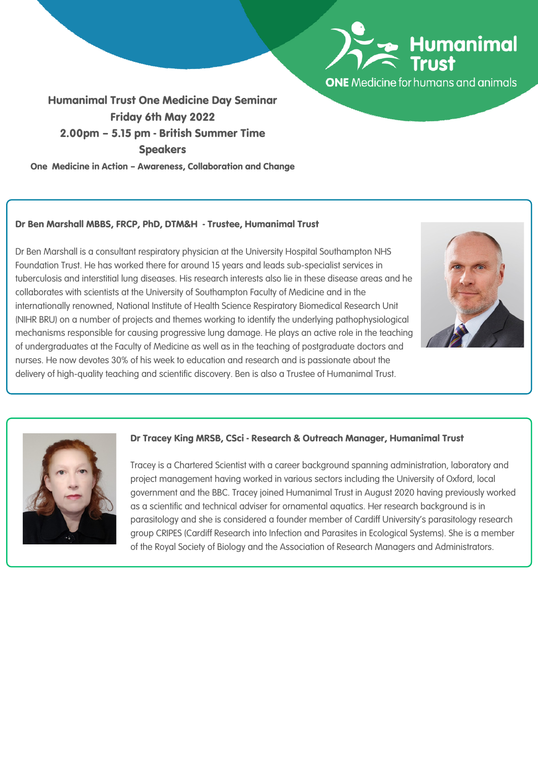Humanimal Trust

ONE Medicine for humans and animals

**Humanimal Trust One Medicine Day Seminar**
**Friday 6th May 2022**
**2.00pm – 5.15 pm - British Summer Time**
**Speakers**
**One Medicine in Action – Awareness, Collaboration and Change**

### Dr Ben Marshall MBBS, FRCP, PhD, DTM&H - Trustee, Humanimal Trust

Dr Ben Marshall is a consultant respiratory physician at the University Hospital Southampton NHS Foundation Trust. He has worked there for around 15 years and leads sub-specialist services in tuberculosis and interstitial lung diseases. His research interests also lie in these disease areas and he collaborates with scientists at the University of Southampton Faculty of Medicine and in the internationally renowned, National Institute of Health Science Respiratory Biomedical Research Unit (NIHR BRU) on a number of projects and themes working to identify the underlying pathophysiological mechanisms responsible for causing progressive lung damage. He plays an active role in the teaching of undergraduates at the Faculty of Medicine as well as in the teaching of postgraduate doctors and nurses. He now devotes 30% of his week to education and research and is passionate about the delivery of high-quality teaching and scientific discovery. Ben is also a Trustee of Humanimal Trust.

### Dr Tracey King MRSB, CSci - Research & Outreach Manager, Humanimal Trust

Tracey is a Chartered Scientist with a career background spanning administration, laboratory and project management having worked in various sectors including the University of Oxford, local government and the BBC. Tracey joined Humanimal Trust in August 2020 having previously worked as a scientific and technical adviser for ornamental aquatics. Her research background is in parasitology and she is considered a founder member of Cardiff University's parasitology research group CRIPES (Cardiff Research into Infection and Parasites in Ecological Systems). She is a member of the Royal Society of Biology and the Association of Research Managers and Administrators.